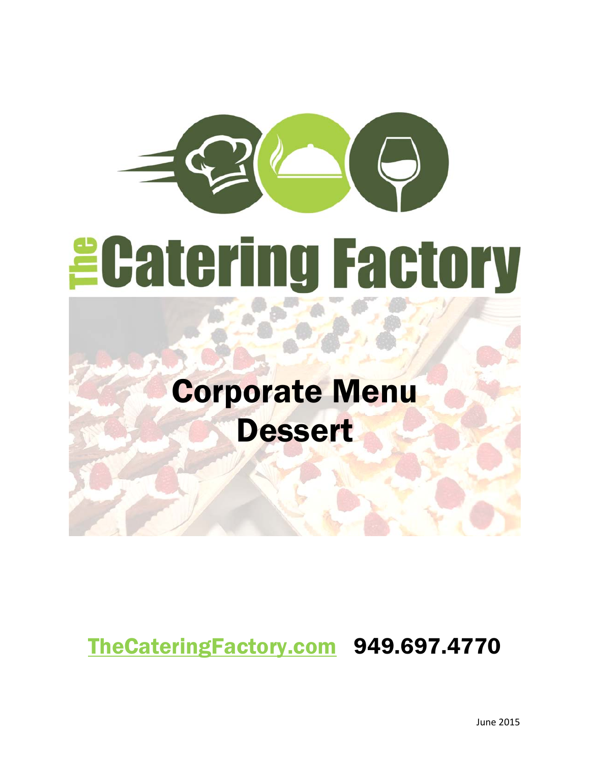# The Catering Factory

## Corporate Menu
## Dessert

[TheCateringFactory.com](http://TheCateringFactory.com) **949.697.4770**

June 2015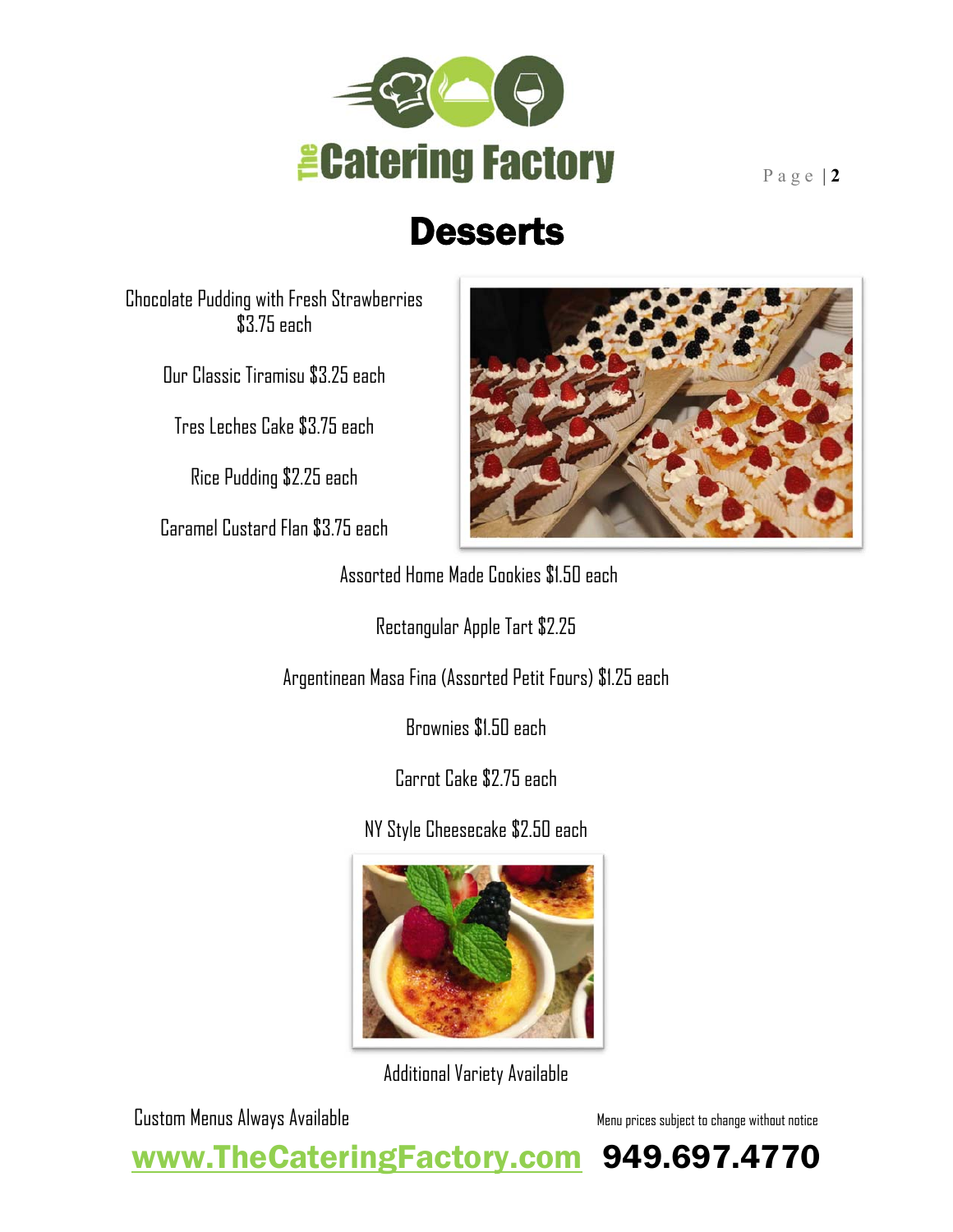# The Catering Factory

# Desserts

Chocolate Pudding with Fresh Strawberries $3.75 each

Our Classic Tiramisu $3.25 each

Tres Leches Cake $3.75 each

Rice Pudding $2.25 each

Caramel Custard Flan $3.75 each

Assorted Home Made Cookies $1.50 each

Rectangular Apple Tart $2.25

Argentinean Masa Fina (Assorted Petit Fours) $1.25 each

Brownies $1.50 each

Carrot Cake $2.75 each

NY Style Cheesecake $2.50 each

Additional Variety Available

Custom Menus Always Available

Menu prices subject to change without notice

www.TheCateringFactory.com **949.697.4770**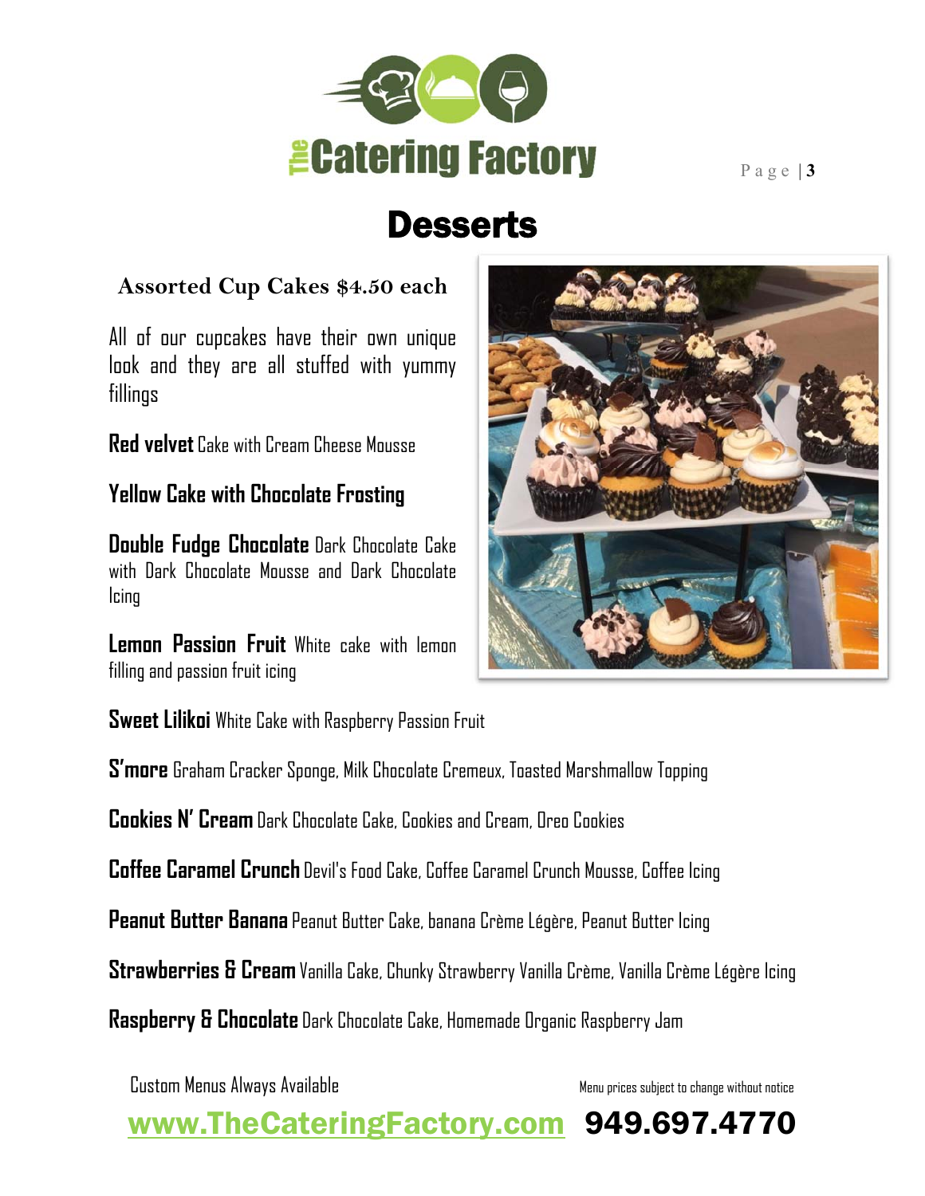The Catering Factory

# Desserts

## Assorted Cup Cakes $4.50 each

All of our cupcakes have their own unique look and they are all stuffed with yummy fillings

**Red velvet** Cake with Cream Cheese Mousse

**Yellow Cake with Chocolate Frosting**

**Double Fudge Chocolate** Dark Chocolate Cake with Dark Chocolate Mousse and Dark Chocolate Icing

**Lemon Passion Fruit** White cake with lemon filling and passion fruit icing

**Sweet Lilikoi** White Cake with Raspberry Passion Fruit

**S'more** Graham Cracker Sponge, Milk Chocolate Cremeux, Toasted Marshmallow Topping

**Cookies N' Cream** Dark Chocolate Cake, Cookies and Cream, Oreo Cookies

**Coffee Caramel Crunch** Devil's Food Cake, Coffee Caramel Crunch Mousse, Coffee Icing

**Peanut Butter Banana** Peanut Butter Cake, banana Crème Légère, Peanut Butter Icing

**Strawberries & Cream** Vanilla Cake, Chunky Strawberry Vanilla Crème, Vanilla Crème Légère Icing

**Raspberry & Chocolate** Dark Chocolate Cake, Homemade Organic Raspberry Jam

Custom Menus Always Available

Menu prices subject to change without notice

www.TheCateringFactory.com **949.697.4770**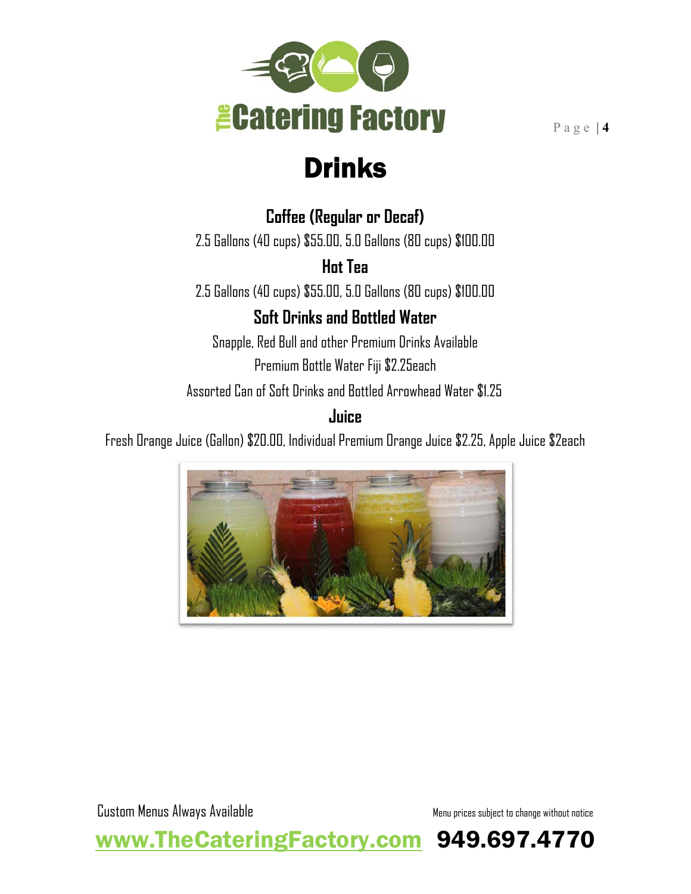# Drinks

### Coffee (Regular or Decaf)

2.5 Gallons (40 cups) $55.00, 5.0 Gallons (80 cups) $100.00

### Hot Tea

2.5 Gallons (40 cups) $55.00, 5.0 Gallons (80 cups) $100.00

### Soft Drinks and Bottled Water

Snapple, Red Bull and other Premium Drinks Available

Premium Bottle Water Fiji $2.25each

Assorted Can of Soft Drinks and Bottled Arrowhead Water $1.25

### Juice

Fresh Orange Juice (Gallon) $20.00, Individual Premium Orange Juice $2.25, Apple Juice $2each

Custom Menus Always Available

Menu prices subject to change without notice

www.TheCateringFactory.com 949.697.4770